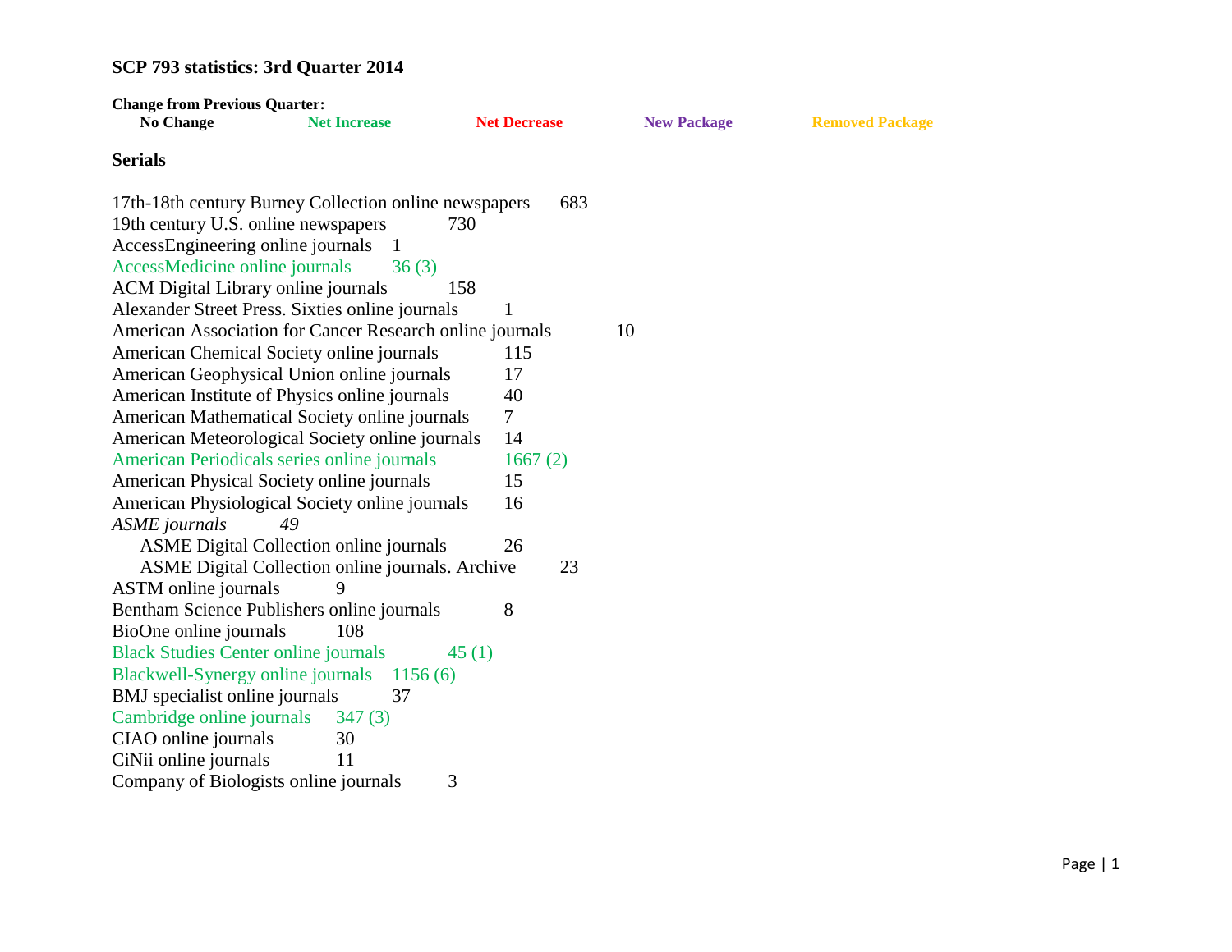## SCP 793 statistics: 3rd Quarter 2014

**Change from Previous Quarter:**

**No Change** **Net Increase** **Net Decrease** **New Package** **Removed Package**

### Serials

17th-18th century Burney Collection online newspapers 683
19th century U.S. online newspapers 730
AccessEngineering online journals 1
AccessMedicine online journals 36 (3)
ACM Digital Library online journals 158
Alexander Street Press. Sixties online journals 1
American Association for Cancer Research online journals 10
American Chemical Society online journals 115
American Geophysical Union online journals 17
American Institute of Physics online journals 40
American Mathematical Society online journals 7
American Meteorological Society online journals 14
American Periodicals series online journals 1667 (2)
American Physical Society online journals 15
American Physiological Society online journals 16
*ASME journals 49*
  ASME Digital Collection online journals 26
  ASME Digital Collection online journals. Archive 23
ASTM online journals 9
Bentham Science Publishers online journals 8
BioOne online journals 108
Black Studies Center online journals 45 (1)
Blackwell-Synergy online journals 1156 (6)
BMJ specialist online journals 37
Cambridge online journals 347 (3)
CIAO online journals 30
CiNii online journals 11
Company of Biologists online journals 3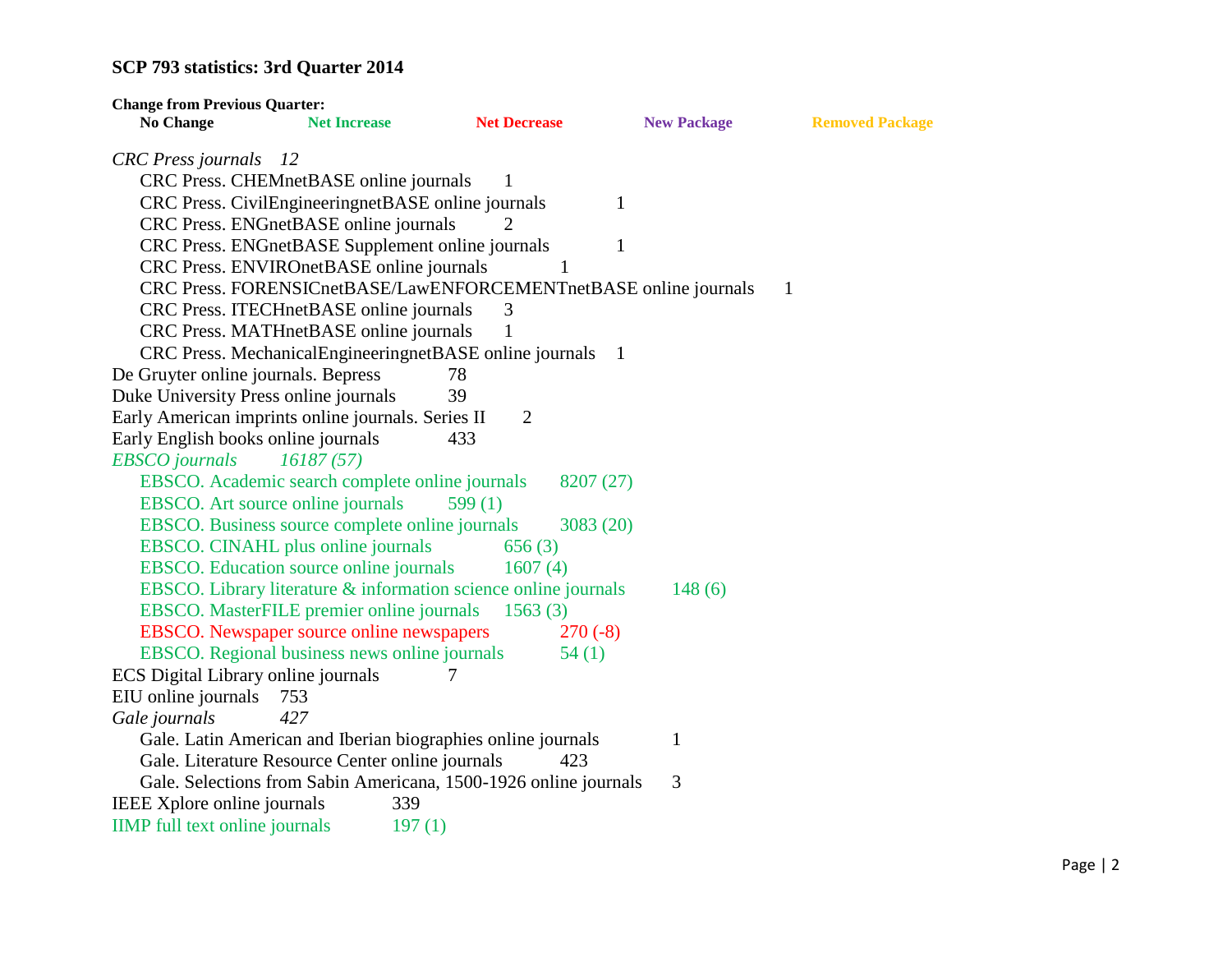**SCP 793 statistics: 3rd Quarter 2014**

**Change from Previous Quarter:**
**No Change** **Net Increase** **Net Decrease** **New Package** **Removed Package**

*CRC Press journals 12*
- CRC Press. CHEMnetBASE online journals 1
- CRC Press. CivilEngineeringnetBASE online journals 1
- CRC Press. ENGnetBASE online journals 2
- CRC Press. ENGnetBASE Supplement online journals 1
- CRC Press. ENVIROnetBASE online journals 1
- CRC Press. FORENSICnetBASE/LawENFORCEMENTnetBASE online journals 1
- CRC Press. ITECHnetBASE online journals 3
- CRC Press. MATHnetBASE online journals 1
- CRC Press. MechanicalEngineeringnetBASE online journals 1

De Gruyter online journals. Bepress 78
Duke University Press online journals 39
Early American imprints online journals. Series II 2
Early English books online journals 433

*EBSCO journals 16187 (57)*
- EBSCO. Academic search complete online journals 8207 (27)
- EBSCO. Art source online journals 599 (1)
- EBSCO. Business source complete online journals 3083 (20)
- EBSCO. CINAHL plus online journals 656 (3)
- EBSCO. Education source online journals 1607 (4)
- EBSCO. Library literature & information science online journals 148 (6)
- EBSCO. MasterFILE premier online journals 1563 (3)
- EBSCO. Newspaper source online newspapers 270 (-8)
- EBSCO. Regional business news online journals 54 (1)

ECS Digital Library online journals 7
EIU online journals 753

*Gale journals 427*
- Gale. Latin American and Iberian biographies online journals 1
- Gale. Literature Resource Center online journals 423
- Gale. Selections from Sabin Americana, 1500-1926 online journals 3

IEEE Xplore online journals 339
IIMP full text online journals 197 (1)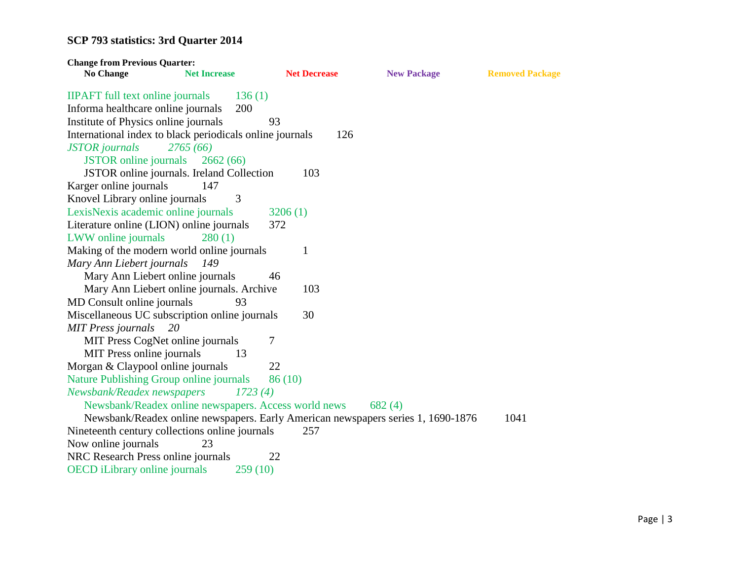### SCP 793 statistics: 3rd Quarter 2014

**Change from Previous Quarter:**

**No Change** **Net Increase** **Net Decrease** **New Package** **Removed Package**

IIPAFT full text online journals 136 (1)
Informa healthcare online journals 200
Institute of Physics online journals 93
International index to black periodicals online journals 126
*JSTOR journals 2765 (66)*
- JSTOR online journals 2662 (66)
- JSTOR online journals. Ireland Collection 103

Karger online journals 147
Knovel Library online journals 3
LexisNexis academic online journals 3206 (1)
Literature online (LION) online journals 372
LWW online journals 280 (1)
Making of the modern world online journals 1
*Mary Ann Liebert journals 149*
- Mary Ann Liebert online journals 46
- Mary Ann Liebert online journals. Archive 103

MD Consult online journals 93
Miscellaneous UC subscription online journals 30
*MIT Press journals 20*
- MIT Press CogNet online journals 7
- MIT Press online journals 13

Morgan & Claypool online journals 22
Nature Publishing Group online journals 86 (10)
*Newsbank/Readex newspapers 1723 (4)*
- Newsbank/Readex online newspapers. Access world news 682 (4)
- Newsbank/Readex online newspapers. Early American newspapers series 1, 1690-1876 1041

Nineteenth century collections online journals 257
Now online journals 23
NRC Research Press online journals 22
OECD iLibrary online journals 259 (10)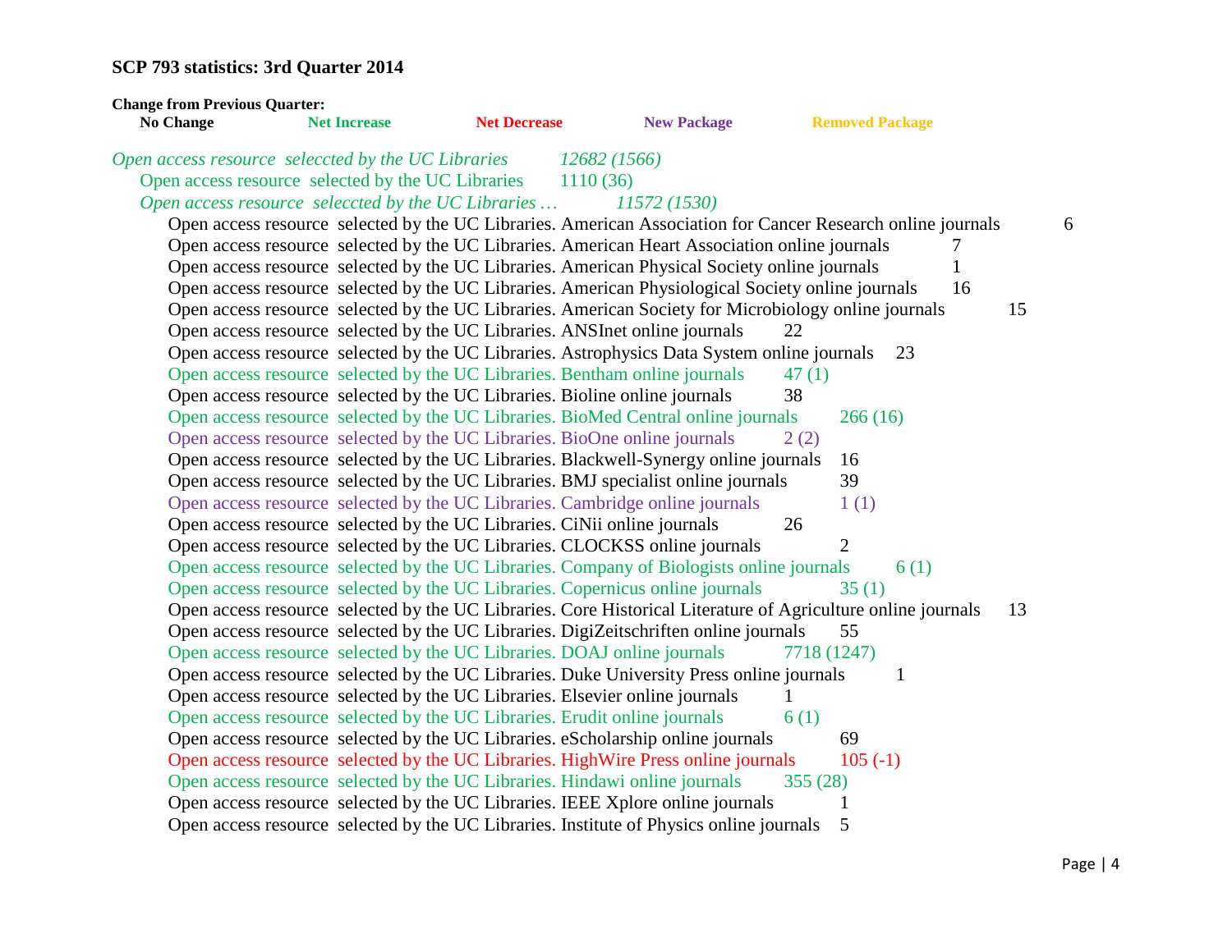**SCP 793 statistics: 3rd Quarter 2014**

**Change from Previous Quarter:**

**No Change** **Net Increase** **Net Decrease** **New Package** **Removed Package**

*Open access resource seleccted by the UC Libraries 12682 (1566)*

- Open access resource selected by the UC Libraries 1110 (36)
- *Open access resource seleccted by the UC Libraries … 11572 (1530)*
    - Open access resource selected by the UC Libraries. American Association for Cancer Research online journals 6
    - Open access resource selected by the UC Libraries. American Heart Association online journals 7
    - Open access resource selected by the UC Libraries. American Physical Society online journals 1
    - Open access resource selected by the UC Libraries. American Physiological Society online journals 16
    - Open access resource selected by the UC Libraries. American Society for Microbiology online journals 15
    - Open access resource selected by the UC Libraries. ANSInet online journals 22
    - Open access resource selected by the UC Libraries. Astrophysics Data System online journals 23
    - Open access resource selected by the UC Libraries. Bentham online journals 47 (1)
    - Open access resource selected by the UC Libraries. Bioline online journals 38
    - Open access resource selected by the UC Libraries. BioMed Central online journals 266 (16)
    - Open access resource selected by the UC Libraries. BioOne online journals 2 (2)
    - Open access resource selected by the UC Libraries. Blackwell-Synergy online journals 16
    - Open access resource selected by the UC Libraries. BMJ specialist online journals 39
    - Open access resource selected by the UC Libraries. Cambridge online journals 1 (1)
    - Open access resource selected by the UC Libraries. CiNii online journals 26
    - Open access resource selected by the UC Libraries. CLOCKSS online journals 2
    - Open access resource selected by the UC Libraries. Company of Biologists online journals 6 (1)
    - Open access resource selected by the UC Libraries. Copernicus online journals 35 (1)
    - Open access resource selected by the UC Libraries. Core Historical Literature of Agriculture online journals 13
    - Open access resource selected by the UC Libraries. DigiZeitschriften online journals 55
    - Open access resource selected by the UC Libraries. DOAJ online journals 7718 (1247)
    - Open access resource selected by the UC Libraries. Duke University Press online journals 1
    - Open access resource selected by the UC Libraries. Elsevier online journals 1
    - Open access resource selected by the UC Libraries. Erudit online journals 6 (1)
    - Open access resource selected by the UC Libraries. eScholarship online journals 69
    - Open access resource selected by the UC Libraries. HighWire Press online journals 105 (-1)
    - Open access resource selected by the UC Libraries. Hindawi online journals 355 (28)
    - Open access resource selected by the UC Libraries. IEEE Xplore online journals 1
    - Open access resource selected by the UC Libraries. Institute of Physics online journals 5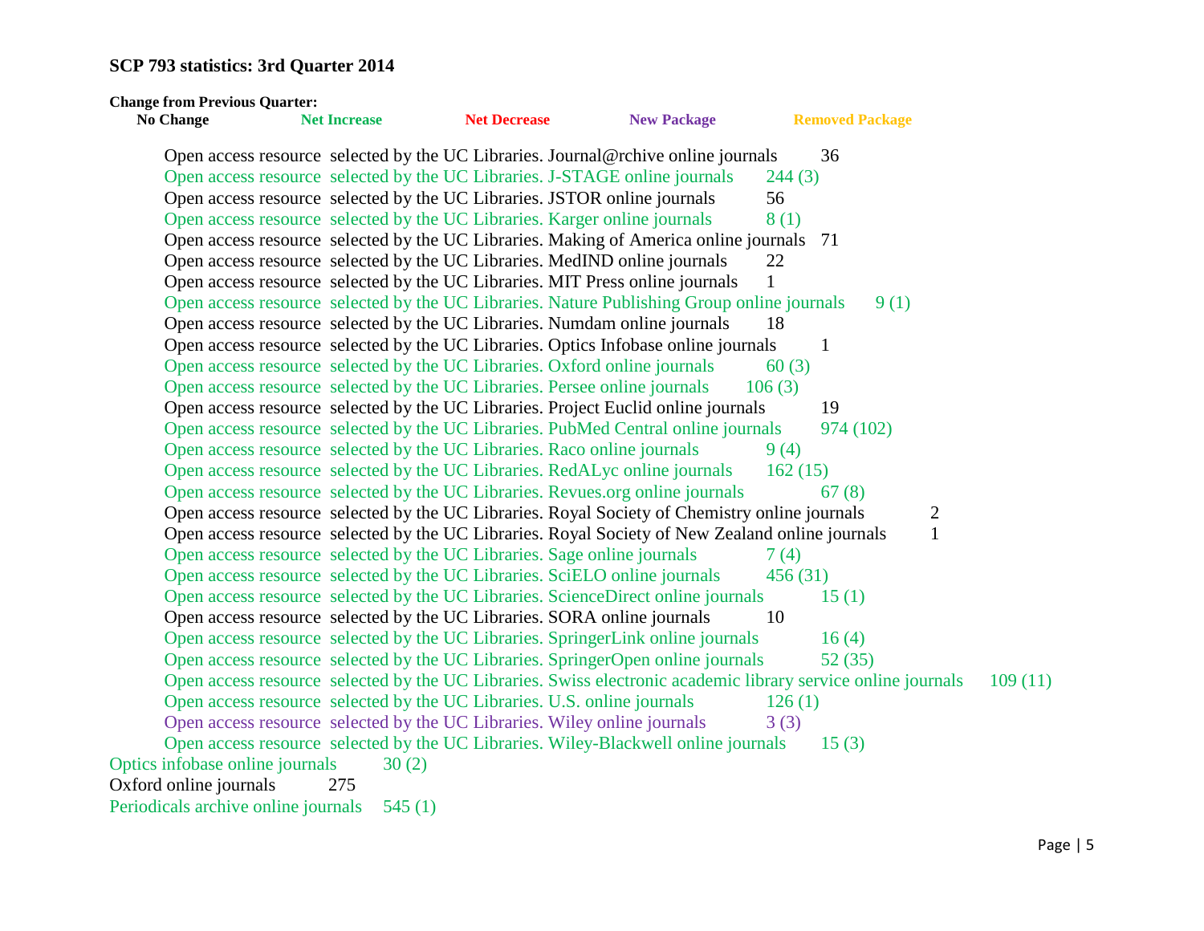**SCP 793 statistics: 3rd Quarter 2014**

**Change from Previous Quarter:**

**No Change** **Net Increase** **Net Decrease** **New Package** **Removed Package**

Open access resource selected by the UC Libraries. Journal@rchive online journals 36
Open access resource selected by the UC Libraries. J-STAGE online journals 244 (3)
Open access resource selected by the UC Libraries. JSTOR online journals 56
Open access resource selected by the UC Libraries. Karger online journals 8 (1)
Open access resource selected by the UC Libraries. Making of America online journals 71
Open access resource selected by the UC Libraries. MedIND online journals 22
Open access resource selected by the UC Libraries. MIT Press online journals 1
Open access resource selected by the UC Libraries. Nature Publishing Group online journals 9 (1)
Open access resource selected by the UC Libraries. Numdam online journals 18
Open access resource selected by the UC Libraries. Optics Infobase online journals 1
Open access resource selected by the UC Libraries. Oxford online journals 60 (3)
Open access resource selected by the UC Libraries. Persee online journals 106 (3)
Open access resource selected by the UC Libraries. Project Euclid online journals 19
Open access resource selected by the UC Libraries. PubMed Central online journals 974 (102)
Open access resource selected by the UC Libraries. Raco online journals 9 (4)
Open access resource selected by the UC Libraries. RedALyc online journals 162 (15)
Open access resource selected by the UC Libraries. Revues.org online journals 67 (8)
Open access resource selected by the UC Libraries. Royal Society of Chemistry online journals 2
Open access resource selected by the UC Libraries. Royal Society of New Zealand online journals 1
Open access resource selected by the UC Libraries. Sage online journals 7 (4)
Open access resource selected by the UC Libraries. SciELO online journals 456 (31)
Open access resource selected by the UC Libraries. ScienceDirect online journals 15 (1)
Open access resource selected by the UC Libraries. SORA online journals 10
Open access resource selected by the UC Libraries. SpringerLink online journals 16 (4)
Open access resource selected by the UC Libraries. SpringerOpen online journals 52 (35)
Open access resource selected by the UC Libraries. Swiss electronic academic library service online journals 109 (11)
Open access resource selected by the UC Libraries. U.S. online journals 126 (1)
Open access resource selected by the UC Libraries. Wiley online journals 3 (3)
Open access resource selected by the UC Libraries. Wiley-Blackwell online journals 15 (3)

Optics infobase online journals 30 (2)
Oxford online journals 275
Periodicals archive online journals 545 (1)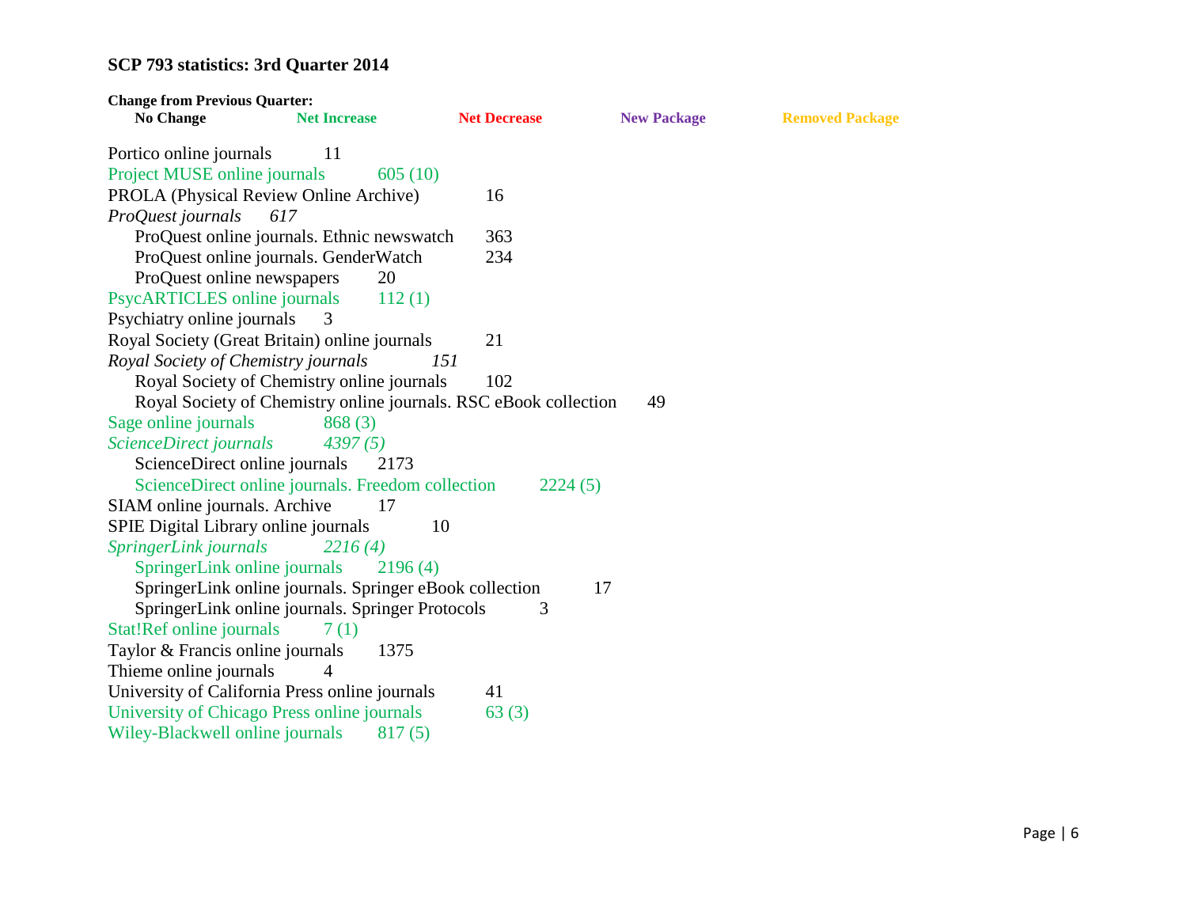**SCP 793 statistics: 3rd Quarter 2014**

**Change from Previous Quarter:**

**No Change** **Net Increase** **Net Decrease** **New Package** **Removed Package**

Portico online journals 11
Project MUSE online journals 605 (10)
PROLA (Physical Review Online Archive) 16
*ProQuest journals 617*
- ProQuest online journals. Ethnic newswatch 363
- ProQuest online journals. GenderWatch 234
- ProQuest online newspapers 20

PsycARTICLES online journals 112 (1)
Psychiatry online journals 3
Royal Society (Great Britain) online journals 21
*Royal Society of Chemistry journals 151*
- Royal Society of Chemistry online journals 102
- Royal Society of Chemistry online journals. RSC eBook collection 49

Sage online journals 868 (3)
*ScienceDirect journals 4397 (5)*
- ScienceDirect online journals 2173
- ScienceDirect online journals. Freedom collection 2224 (5)

SIAM online journals. Archive 17
SPIE Digital Library online journals 10
*SpringerLink journals 2216 (4)*
- SpringerLink online journals 2196 (4)
- SpringerLink online journals. Springer eBook collection 17
- SpringerLink online journals. Springer Protocols 3

Stat!Ref online journals 7 (1)
Taylor & Francis online journals 1375
Thieme online journals 4
University of California Press online journals 41
University of Chicago Press online journals 63 (3)
Wiley-Blackwell online journals 817 (5)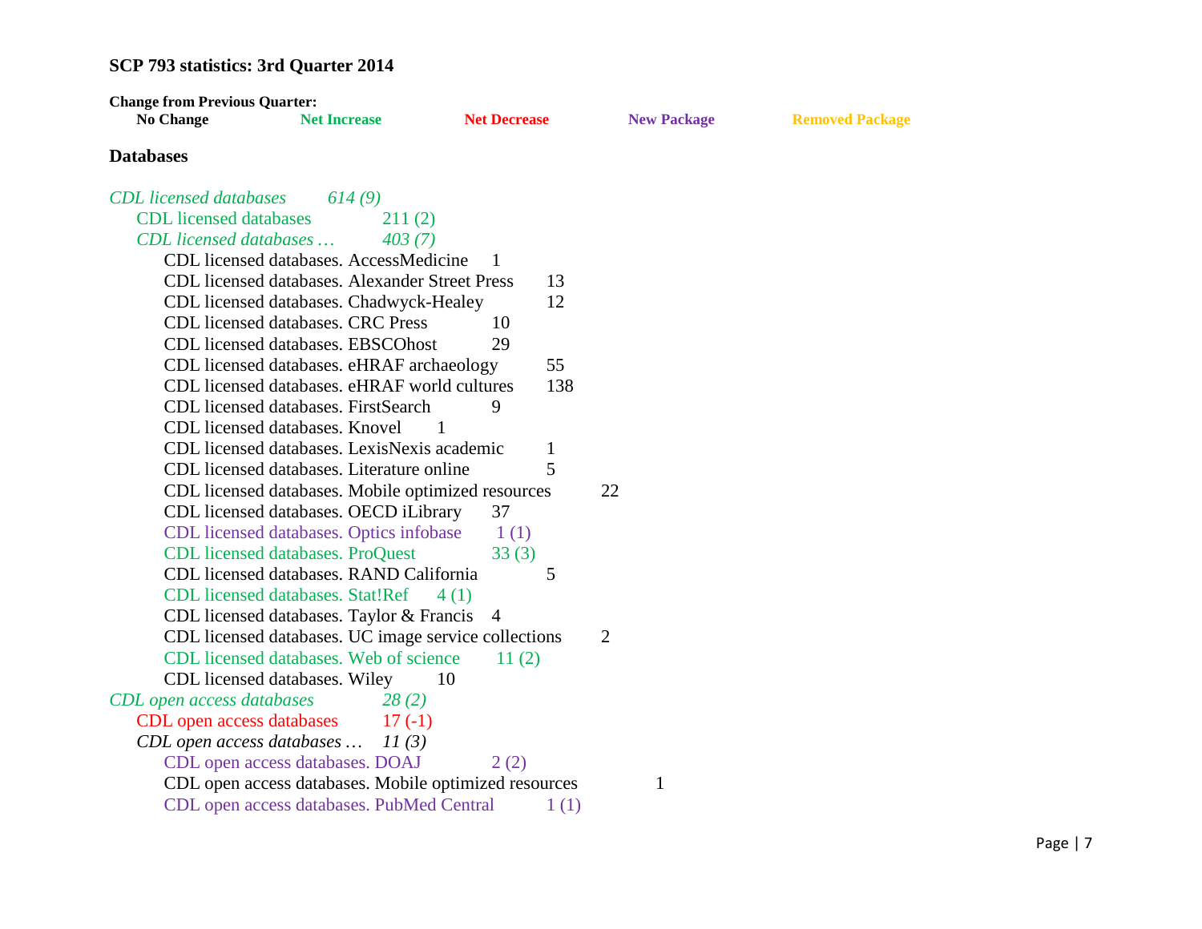**SCP 793 statistics: 3rd Quarter 2014**

**Change from Previous Quarter:**

**No Change** **Net Increase** **Net Decrease** **New Package** **Removed Package**

**Databases**

*CDL licensed databases* *614 (9)*

- CDL licensed databases 211 (2)
- *CDL licensed databases …* *403 (7)*
    - CDL licensed databases. AccessMedicine 1
    - CDL licensed databases. Alexander Street Press 13
    - CDL licensed databases. Chadwyck-Healey 12
    - CDL licensed databases. CRC Press 10
    - CDL licensed databases. EBSCOhost 29
    - CDL licensed databases. eHRAF archaeology 55
    - CDL licensed databases. eHRAF world cultures 138
    - CDL licensed databases. FirstSearch 9
    - CDL licensed databases. Knovel 1
    - CDL licensed databases. LexisNexis academic 1
    - CDL licensed databases. Literature online 5
    - CDL licensed databases. Mobile optimized resources 22
    - CDL licensed databases. OECD iLibrary 37
    - CDL licensed databases. Optics infobase 1 (1)
    - CDL licensed databases. ProQuest 33 (3)
    - CDL licensed databases. RAND California 5
    - CDL licensed databases. Stat!Ref 4 (1)
    - CDL licensed databases. Taylor & Francis 4
    - CDL licensed databases. UC image service collections 2
    - CDL licensed databases. Web of science 11 (2)
    - CDL licensed databases. Wiley 10

*CDL open access databases* *28 (2)*

- CDL open access databases 17 (-1)
- *CDL open access databases …* *11 (3)*
    - CDL open access databases. DOAJ 2 (2)
    - CDL open access databases. Mobile optimized resources 1
    - CDL open access databases. PubMed Central 1 (1)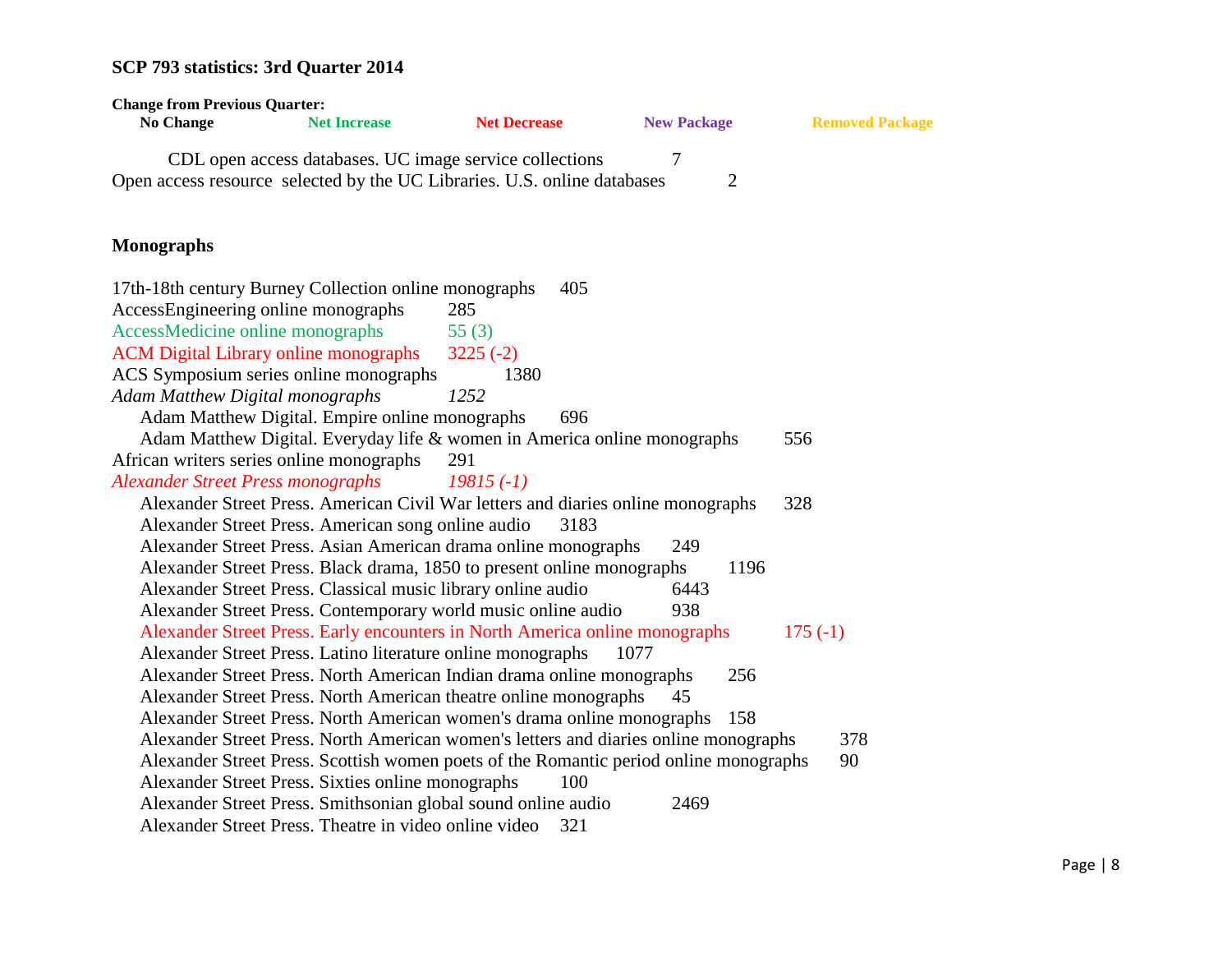**SCP 793 statistics: 3rd Quarter 2014**

**Change from Previous Quarter:**

**No Change** **Net Increase** **Net Decrease** **New Package** **Removed Package**

CDL open access databases. UC image service collections 7

Open access resource selected by the UC Libraries. U.S. online databases 2

## Monographs

17th-18th century Burney Collection online monographs 405

AccessEngineering online monographs 285

AccessMedicine online monographs 55 (3)

ACM Digital Library online monographs 3225 (-2)

ACS Symposium series online monographs 1380

*Adam Matthew Digital monographs* *1252*

- Adam Matthew Digital. Empire online monographs 696
- Adam Matthew Digital. Everyday life & women in America online monographs 556

African writers series online monographs 291

*Alexander Street Press monographs* *19815 (-1)*

- Alexander Street Press. American Civil War letters and diaries online monographs 328
- Alexander Street Press. American song online audio 3183
- Alexander Street Press. Asian American drama online monographs 249
- Alexander Street Press. Black drama, 1850 to present online monographs 1196
- Alexander Street Press. Classical music library online audio 6443
- Alexander Street Press. Contemporary world music online audio 938
- Alexander Street Press. Early encounters in North America online monographs 175 (-1)
- Alexander Street Press. Latino literature online monographs 1077
- Alexander Street Press. North American Indian drama online monographs 256
- Alexander Street Press. North American theatre online monographs 45
- Alexander Street Press. North American women's drama online monographs 158
- Alexander Street Press. North American women's letters and diaries online monographs 378
- Alexander Street Press. Scottish women poets of the Romantic period online monographs 90
- Alexander Street Press. Sixties online monographs 100
- Alexander Street Press. Smithsonian global sound online audio 2469
- Alexander Street Press. Theatre in video online video 321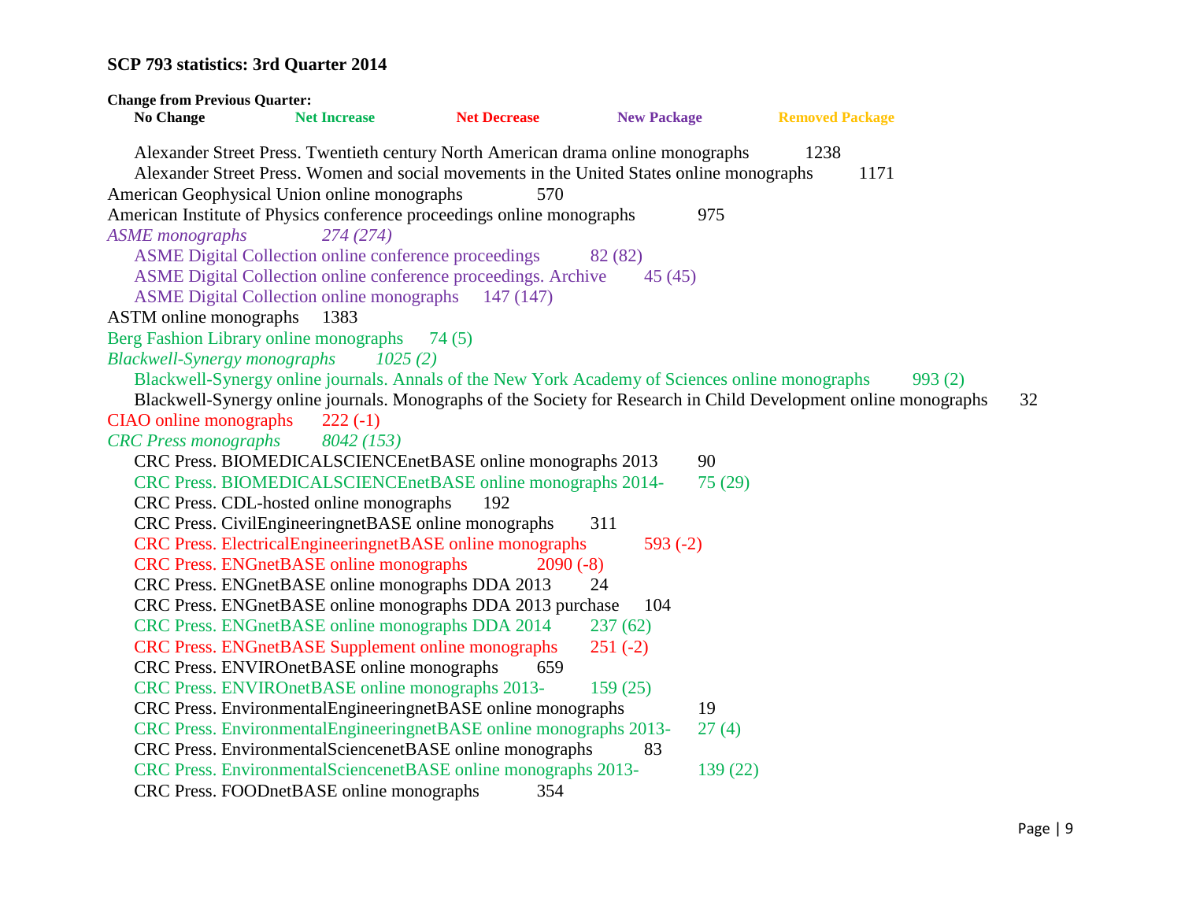**SCP 793 statistics: 3rd Quarter 2014**

**Change from Previous Quarter:**

**No Change** **Net Increase** **Net Decrease** **New Package** **Removed Package**

- Alexander Street Press. Twentieth century North American drama online monographs 1238
- Alexander Street Press. Women and social movements in the United States online monographs 1171

American Geophysical Union online monographs 570

American Institute of Physics conference proceedings online monographs 975

*ASME monographs 274 (274)*

- ASME Digital Collection online conference proceedings 82 (82)
- ASME Digital Collection online conference proceedings. Archive 45 (45)
- ASME Digital Collection online monographs 147 (147)

ASTM online monographs 1383

Berg Fashion Library online monographs 74 (5)

*Blackwell-Synergy monographs 1025 (2)*

- Blackwell-Synergy online journals. Annals of the New York Academy of Sciences online monographs 993 (2)
- Blackwell-Synergy online journals. Monographs of the Society for Research in Child Development online monographs 32

CIAO online monographs 222 (-1)

*CRC Press monographs 8042 (153)*

- CRC Press. BIOMEDICALSCIENCEnetBASE online monographs 2013 90
- CRC Press. BIOMEDICALSCIENCEnetBASE online monographs 2014- 75 (29)
- CRC Press. CDL-hosted online monographs 192
- CRC Press. CivilEngineeringnetBASE online monographs 311
- CRC Press. ElectricalEngineeringnetBASE online monographs 593 (-2)
- CRC Press. ENGnetBASE online monographs 2090 (-8)
- CRC Press. ENGnetBASE online monographs DDA 2013 24
- CRC Press. ENGnetBASE online monographs DDA 2013 purchase 104
- CRC Press. ENGnetBASE online monographs DDA 2014 237 (62)
- CRC Press. ENGnetBASE Supplement online monographs 251 (-2)
- CRC Press. ENVIROnetBASE online monographs 659
- CRC Press. ENVIROnetBASE online monographs 2013- 159 (25)
- CRC Press. EnvironmentalEngineeringnetBASE online monographs 19
- CRC Press. EnvironmentalEngineeringnetBASE online monographs 2013- 27 (4)
- CRC Press. EnvironmentalSciencenetBASE online monographs 83
- CRC Press. EnvironmentalSciencenetBASE online monographs 2013- 139 (22)
- CRC Press. FOODnetBASE online monographs 354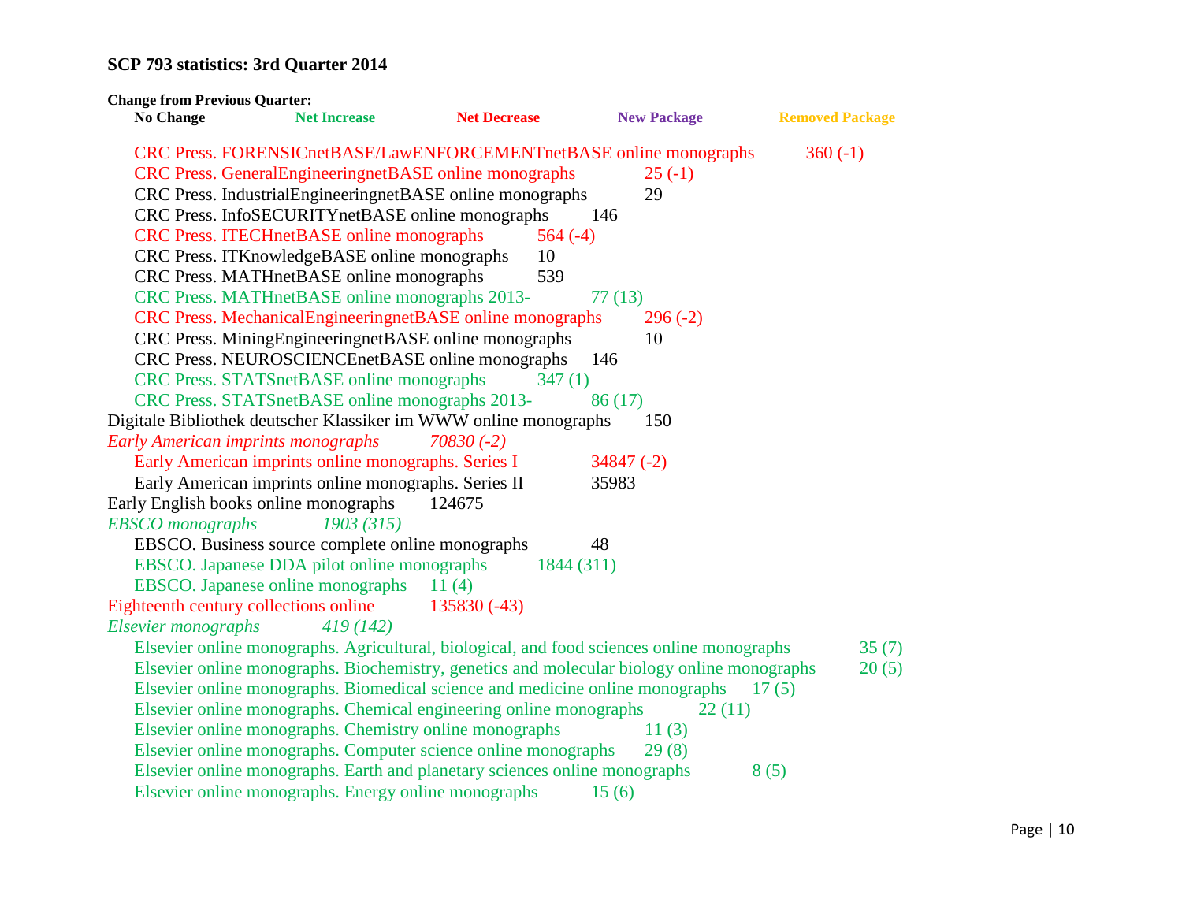**SCP 793 statistics: 3rd Quarter 2014**

**Change from Previous Quarter:**

**No Change** **Net Increase** **Net Decrease** **New Package** **Removed Package**

- CRC Press. FORENSICnetBASE/LawENFORCEMENTnetBASE online monographs 360 (-1)
- CRC Press. GeneralEngineeringnetBASE online monographs 25 (-1)
- CRC Press. IndustrialEngineeringnetBASE online monographs 29
- CRC Press. InfoSECURITYnetBASE online monographs 146
- CRC Press. ITECHnetBASE online monographs 564 (-4)
- CRC Press. ITKnowledgeBASE online monographs 10
- CRC Press. MATHnetBASE online monographs 539
- CRC Press. MATHnetBASE online monographs 2013- 77 (13)
- CRC Press. MechanicalEngineeringnetBASE online monographs 296 (-2)
- CRC Press. MiningEngineeringnetBASE online monographs 10
- CRC Press. NEUROSCIENCEnetBASE online monographs 146
- CRC Press. STATSnetBASE online monographs 347 (1)
- CRC Press. STATSnetBASE online monographs 2013- 86 (17)

Digitale Bibliothek deutscher Klassiker im WWW online monographs 150

*Early American imprints monographs 70830 (-2)*

- Early American imprints online monographs. Series I 34847 (-2)
- Early American imprints online monographs. Series II 35983

Early English books online monographs 124675

*EBSCO monographs 1903 (315)*

- EBSCO. Business source complete online monographs 48
- EBSCO. Japanese DDA pilot online monographs 1844 (311)
- EBSCO. Japanese online monographs 11 (4)

Eighteenth century collections online 135830 (-43)

*Elsevier monographs 419 (142)*

- Elsevier online monographs. Agricultural, biological, and food sciences online monographs 35 (7)
- Elsevier online monographs. Biochemistry, genetics and molecular biology online monographs 20 (5)
- Elsevier online monographs. Biomedical science and medicine online monographs 17 (5)
- Elsevier online monographs. Chemical engineering online monographs 22 (11)
- Elsevier online monographs. Chemistry online monographs 11 (3)
- Elsevier online monographs. Computer science online monographs 29 (8)
- Elsevier online monographs. Earth and planetary sciences online monographs 8 (5)
- Elsevier online monographs. Energy online monographs 15 (6)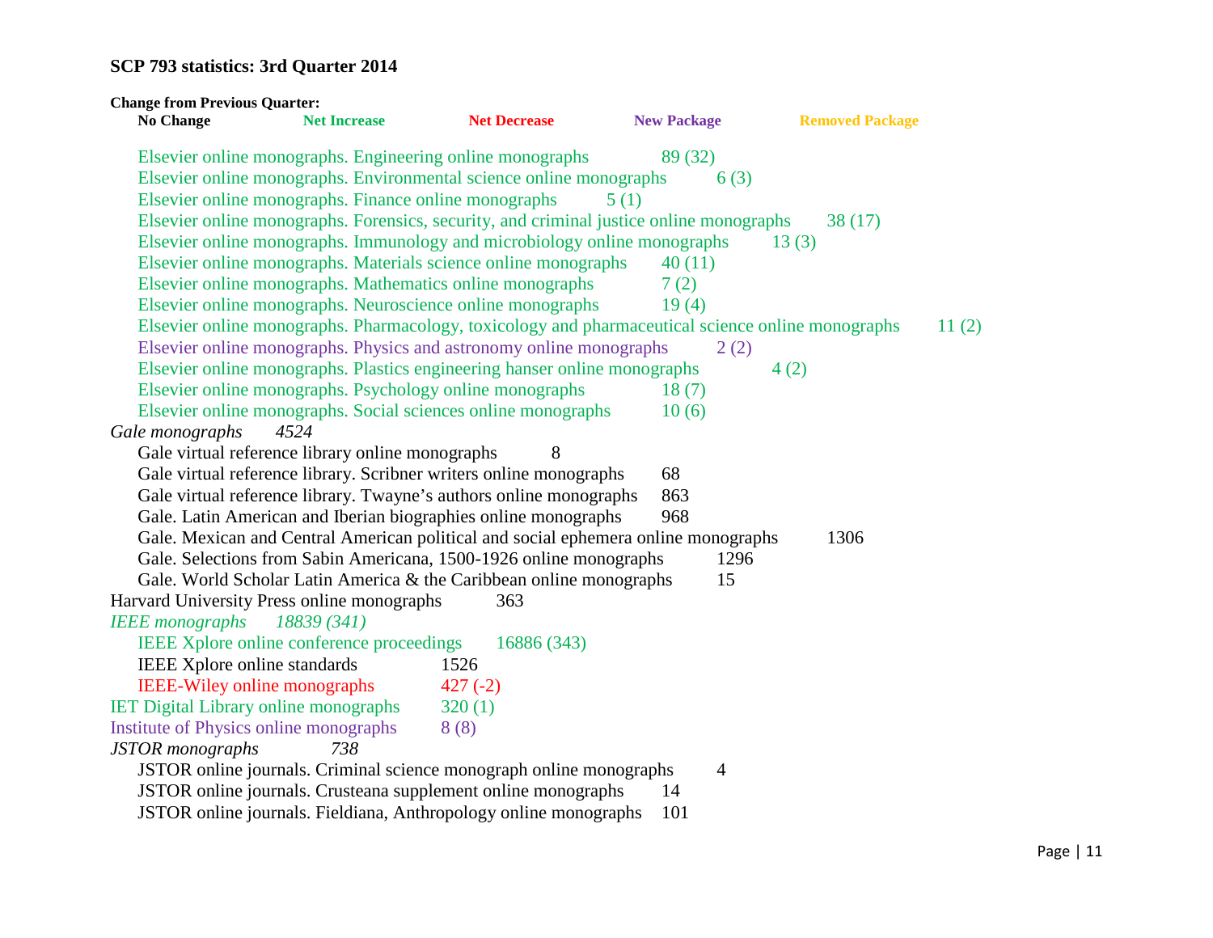**SCP 793 statistics: 3rd Quarter 2014**

**Change from Previous Quarter:**

**No Change** **Net Increase** **Net Decrease** **New Package** **Removed Package**

- Elsevier online monographs. Engineering online monographs 89 (32)
- Elsevier online monographs. Environmental science online monographs 6 (3)
- Elsevier online monographs. Finance online monographs 5 (1)
- Elsevier online monographs. Forensics, security, and criminal justice online monographs 38 (17)
- Elsevier online monographs. Immunology and microbiology online monographs 13 (3)
- Elsevier online monographs. Materials science online monographs 40 (11)
- Elsevier online monographs. Mathematics online monographs 7 (2)
- Elsevier online monographs. Neuroscience online monographs 19 (4)
- Elsevier online monographs. Pharmacology, toxicology and pharmaceutical science online monographs 11 (2)
- Elsevier online monographs. Physics and astronomy online monographs 2 (2)
- Elsevier online monographs. Plastics engineering hanser online monographs 4 (2)
- Elsevier online monographs. Psychology online monographs 18 (7)
- Elsevier online monographs. Social sciences online monographs 10 (6)

*Gale monographs 4524*

- Gale virtual reference library online monographs 8
- Gale virtual reference library. Scribner writers online monographs 68
- Gale virtual reference library. Twayne's authors online monographs 863
- Gale. Latin American and Iberian biographies online monographs 968
- Gale. Mexican and Central American political and social ephemera online monographs 1306
- Gale. Selections from Sabin Americana, 1500-1926 online monographs 1296
- Gale. World Scholar Latin America & the Caribbean online monographs 15

Harvard University Press online monographs 363

*IEEE monographs 18839 (341)*

- IEEE Xplore online conference proceedings 16886 (343)
- IEEE Xplore online standards 1526
- IEEE-Wiley online monographs 427 (-2)

IET Digital Library online monographs 320 (1)

Institute of Physics online monographs 8 (8)

*JSTOR monographs 738*

- JSTOR online journals. Criminal science monograph online monographs 4
- JSTOR online journals. Crusteana supplement online monographs 14
- JSTOR online journals. Fieldiana, Anthropology online monographs 101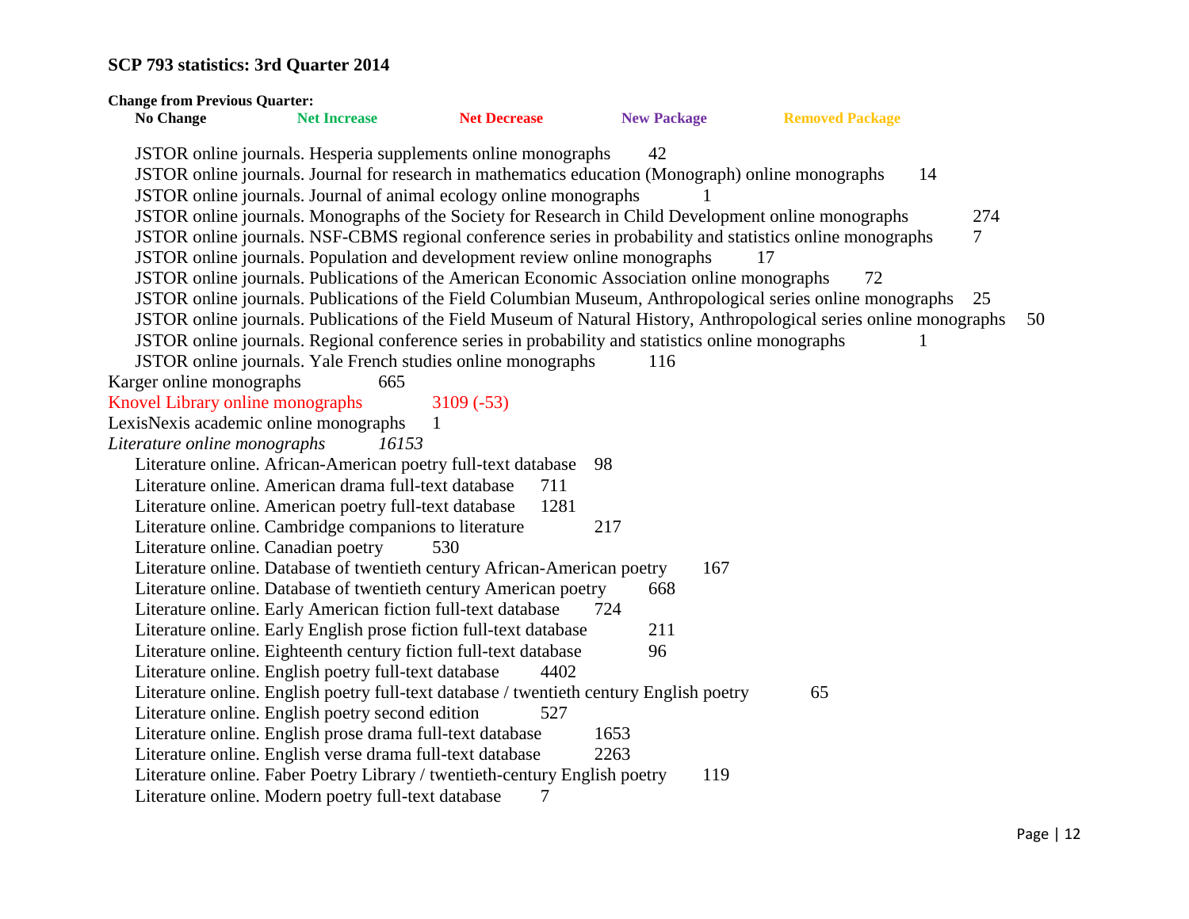**SCP 793 statistics: 3rd Quarter 2014**

**Change from Previous Quarter:**

**No Change** **Net Increase** **Net Decrease** **New Package** **Removed Package**

- JSTOR online journals. Hesperia supplements online monographs 42
- JSTOR online journals. Journal for research in mathematics education (Monograph) online monographs 14
- JSTOR online journals. Journal of animal ecology online monographs 1
- JSTOR online journals. Monographs of the Society for Research in Child Development online monographs 274
- JSTOR online journals. NSF-CBMS regional conference series in probability and statistics online monographs 7
- JSTOR online journals. Population and development review online monographs 17
- JSTOR online journals. Publications of the American Economic Association online monographs 72
- JSTOR online journals. Publications of the Field Columbian Museum, Anthropological series online monographs 25
- JSTOR online journals. Publications of the Field Museum of Natural History, Anthropological series online monographs 50
- JSTOR online journals. Regional conference series in probability and statistics online monographs 1
- JSTOR online journals. Yale French studies online monographs 116

Karger online monographs 665

Knovel Library online monographs 3109 (-53)

LexisNexis academic online monographs 1

*Literature online monographs 16153*

- Literature online. African-American poetry full-text database 98
- Literature online. American drama full-text database 711
- Literature online. American poetry full-text database 1281
- Literature online. Cambridge companions to literature 217
- Literature online. Canadian poetry 530
- Literature online. Database of twentieth century African-American poetry 167
- Literature online. Database of twentieth century American poetry 668
- Literature online. Early American fiction full-text database 724
- Literature online. Early English prose fiction full-text database 211
- Literature online. Eighteenth century fiction full-text database 96
- Literature online. English poetry full-text database 4402
- Literature online. English poetry full-text database / twentieth century English poetry 65
- Literature online. English poetry second edition 527
- Literature online. English prose drama full-text database 1653
- Literature online. English verse drama full-text database 2263
- Literature online. Faber Poetry Library / twentieth-century English poetry 119
- Literature online. Modern poetry full-text database 7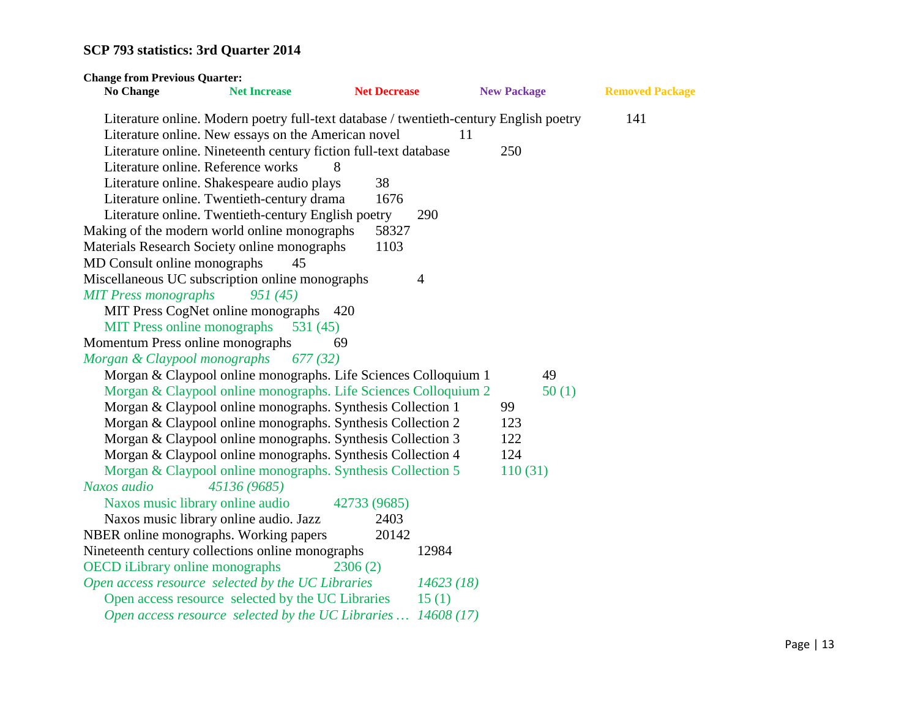**SCP 793 statistics: 3rd Quarter 2014**

**Change from Previous Quarter:**

**No Change** | **Net Increase** | **Net Decrease** | **New Package** | **Removed Package**

- Literature online. Modern poetry full-text database / twentieth-century English poetry 141
- Literature online. New essays on the American novel 11
- Literature online. Nineteenth century fiction full-text database 250
- Literature online. Reference works 8
- Literature online. Shakespeare audio plays 38
- Literature online. Twentieth-century drama 1676
- Literature online. Twentieth-century English poetry 290

Making of the modern world online monographs 58327

Materials Research Society online monographs 1103

MD Consult online monographs 45

Miscellaneous UC subscription online monographs 4

*MIT Press monographs 951 (45)*

- MIT Press CogNet online monographs 420
- MIT Press online monographs 531 (45)

Momentum Press online monographs 69

*Morgan & Claypool monographs 677 (32)*

- Morgan & Claypool online monographs. Life Sciences Colloquium 1 49
- Morgan & Claypool online monographs. Life Sciences Colloquium 2 50 (1)
- Morgan & Claypool online monographs. Synthesis Collection 1 99
- Morgan & Claypool online monographs. Synthesis Collection 2 123
- Morgan & Claypool online monographs. Synthesis Collection 3 122
- Morgan & Claypool online monographs. Synthesis Collection 4 124
- Morgan & Claypool online monographs. Synthesis Collection 5 110 (31)

*Naxos audio 45136 (9685)*

- Naxos music library online audio 42733 (9685)
- Naxos music library online audio. Jazz 2403

NBER online monographs. Working papers 20142

Nineteenth century collections online monographs 12984

OECD iLibrary online monographs 2306 (2)

*Open access resource selected by the UC Libraries 14623 (18)*

- Open access resource selected by the UC Libraries 15 (1)
- *Open access resource selected by the UC Libraries … 14608 (17)*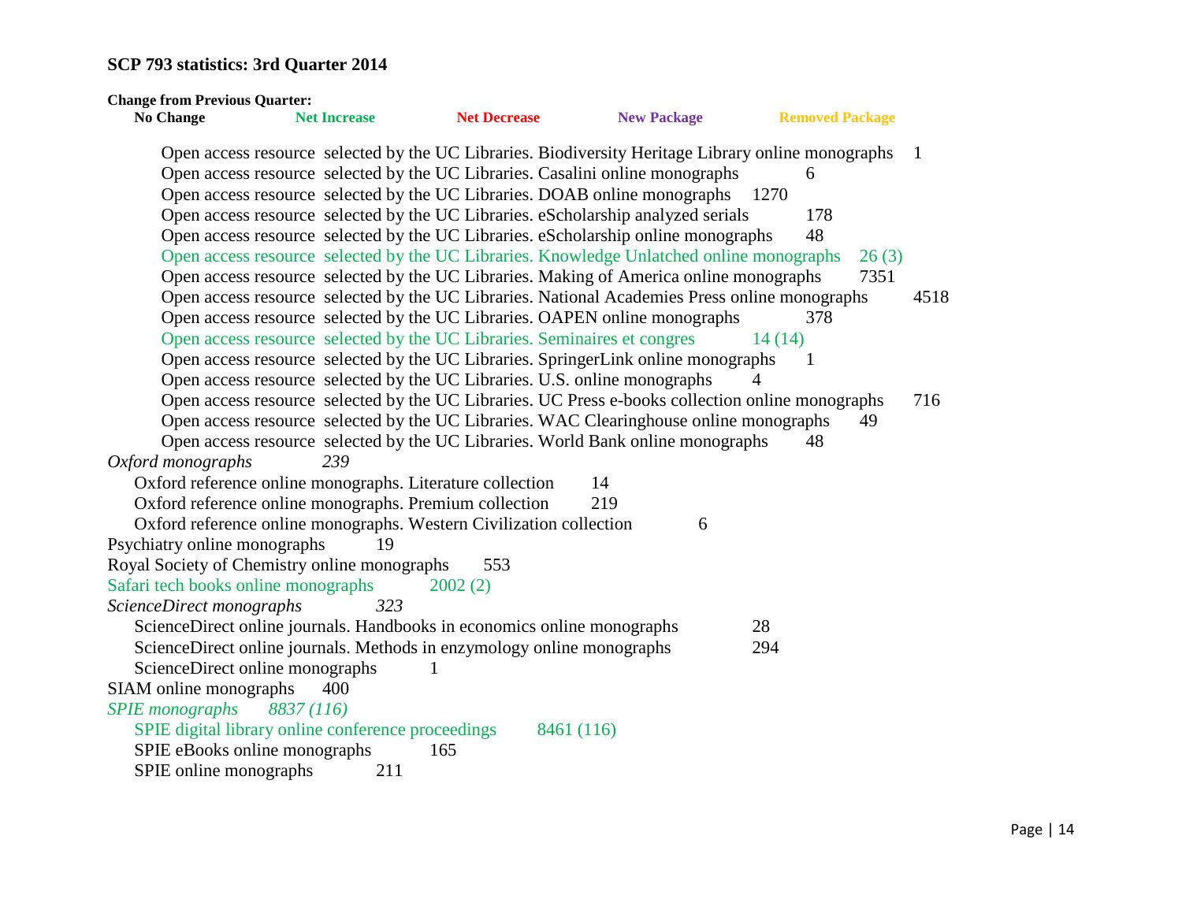**SCP 793 statistics: 3rd Quarter 2014**

**Change from Previous Quarter:**

**No Change** **Net Increase** **Net Decrease** **New Package** **Removed Package**

Open access resource selected by the UC Libraries. Biodiversity Heritage Library online monographs 1
Open access resource selected by the UC Libraries. Casalini online monographs 6
Open access resource selected by the UC Libraries. DOAB online monographs 1270
Open access resource selected by the UC Libraries. eScholarship analyzed serials 178
Open access resource selected by the UC Libraries. eScholarship online monographs 48
Open access resource selected by the UC Libraries. Knowledge Unlatched online monographs 26 (3)
Open access resource selected by the UC Libraries. Making of America online monographs 7351
Open access resource selected by the UC Libraries. National Academies Press online monographs 4518
Open access resource selected by the UC Libraries. OAPEN online monographs 378
Open access resource selected by the UC Libraries. Seminaires et congres 14 (14)
Open access resource selected by the UC Libraries. SpringerLink online monographs 1
Open access resource selected by the UC Libraries. U.S. online monographs 4
Open access resource selected by the UC Libraries. UC Press e-books collection online monographs 716
Open access resource selected by the UC Libraries. WAC Clearinghouse online monographs 49
Open access resource selected by the UC Libraries. World Bank online monographs 48

*Oxford monographs 239*

Oxford reference online monographs. Literature collection 14
Oxford reference online monographs. Premium collection 219
Oxford reference online monographs. Western Civilization collection 6

Psychiatry online monographs 19

Royal Society of Chemistry online monographs 553

Safari tech books online monographs 2002 (2)

*ScienceDirect monographs 323*

ScienceDirect online journals. Handbooks in economics online monographs 28
ScienceDirect online journals. Methods in enzymology online monographs 294
ScienceDirect online monographs 1

SIAM online monographs 400

*SPIE monographs 8837 (116)*

SPIE digital library online conference proceedings 8461 (116)
SPIE eBooks online monographs 165
SPIE online monographs 211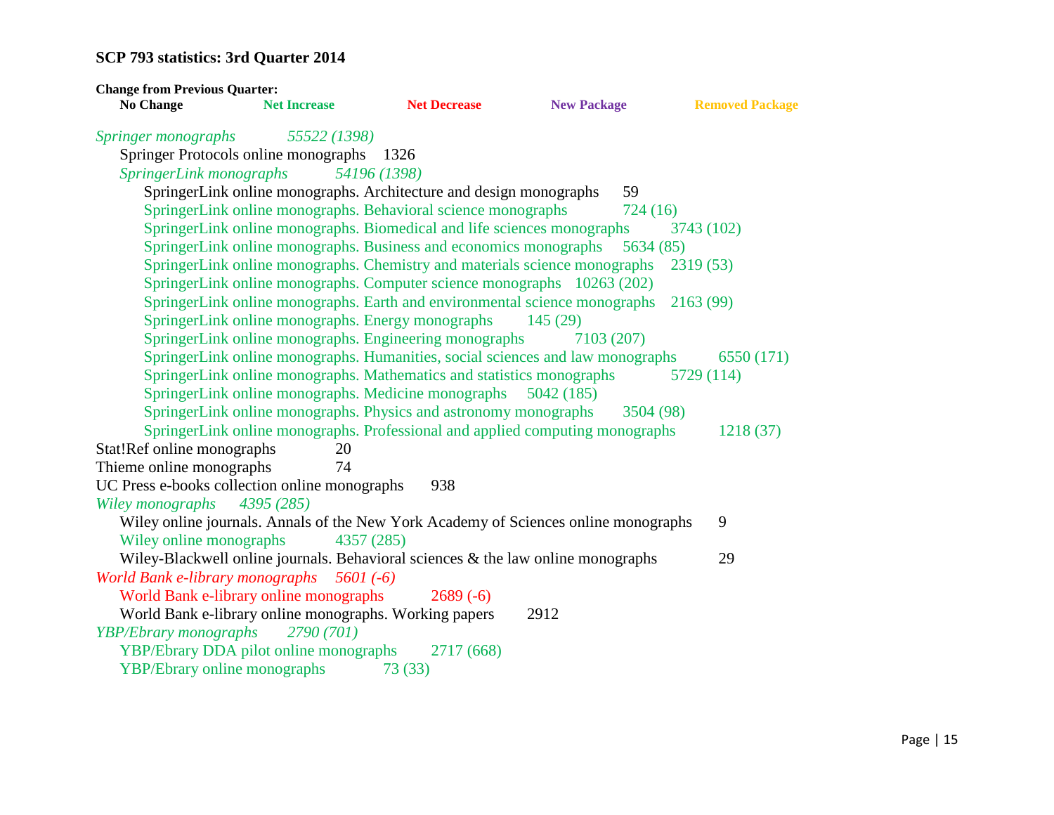**SCP 793 statistics: 3rd Quarter 2014**

**Change from Previous Quarter:**
**No Change** **Net Increase** **Net Decrease** **New Package** **Removed Package**

*Springer monographs* *55522 (1398)*
- Springer Protocols online monographs 1326
- *SpringerLink monographs* *54196 (1398)*
  - SpringerLink online monographs. Architecture and design monographs 59
  - SpringerLink online monographs. Behavioral science monographs 724 (16)
  - SpringerLink online monographs. Biomedical and life sciences monographs 3743 (102)
  - SpringerLink online monographs. Business and economics monographs 5634 (85)
  - SpringerLink online monographs. Chemistry and materials science monographs 2319 (53)
  - SpringerLink online monographs. Computer science monographs 10263 (202)
  - SpringerLink online monographs. Earth and environmental science monographs 2163 (99)
  - SpringerLink online monographs. Energy monographs 145 (29)
  - SpringerLink online monographs. Engineering monographs 7103 (207)
  - SpringerLink online monographs. Humanities, social sciences and law monographs 6550 (171)
  - SpringerLink online monographs. Mathematics and statistics monographs 5729 (114)
  - SpringerLink online monographs. Medicine monographs 5042 (185)
  - SpringerLink online monographs. Physics and astronomy monographs 3504 (98)
  - SpringerLink online monographs. Professional and applied computing monographs 1218 (37)

Stat!Ref online monographs 20

Thieme online monographs 74

UC Press e-books collection online monographs 938

*Wiley monographs* *4395 (285)*
- Wiley online journals. Annals of the New York Academy of Sciences online monographs 9
- Wiley online monographs 4357 (285)
- Wiley-Blackwell online journals. Behavioral sciences & the law online monographs 29

*World Bank e-library monographs* *5601 (-6)*
- World Bank e-library online monographs 2689 (-6)
- World Bank e-library online monographs. Working papers 2912

*YBP/Ebrary monographs* *2790 (701)*
- YBP/Ebrary DDA pilot online monographs 2717 (668)
- YBP/Ebrary online monographs 73 (33)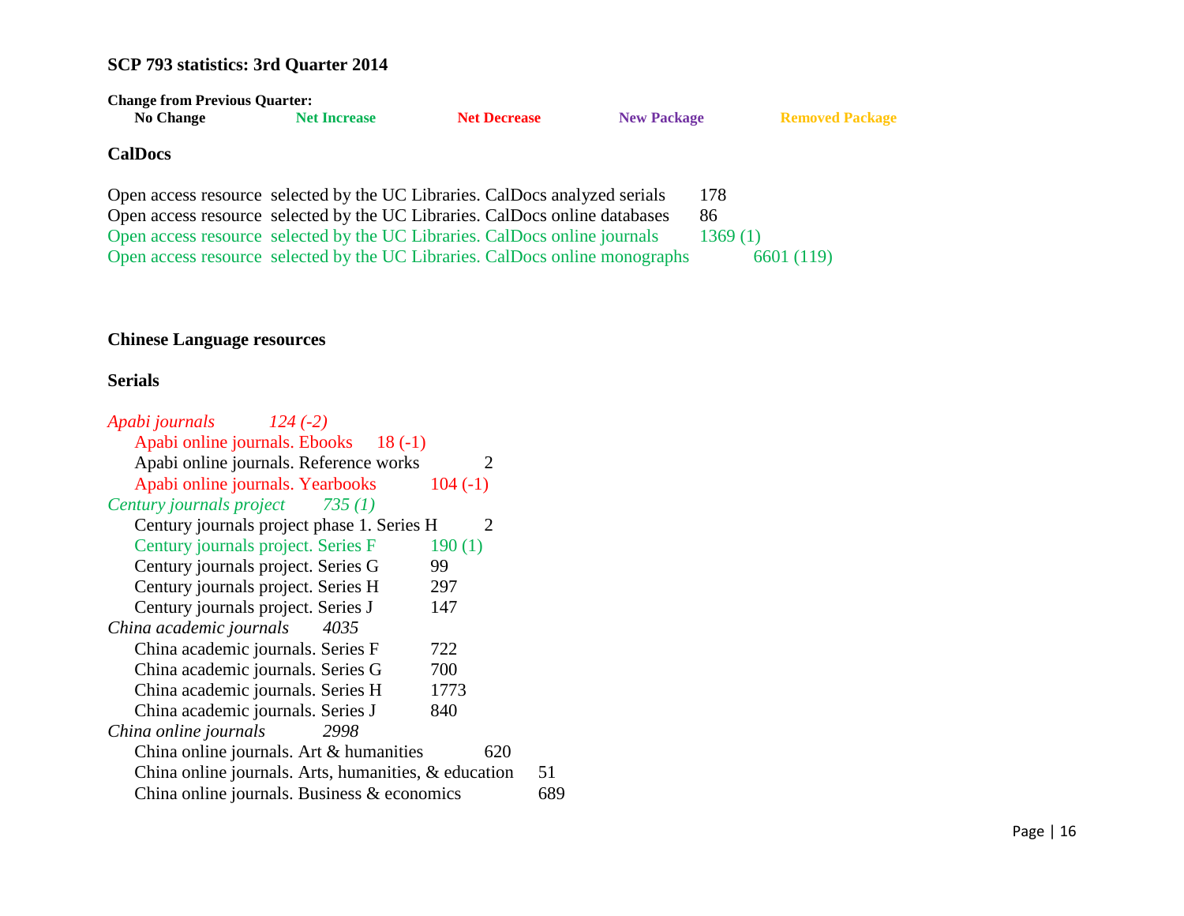**SCP 793 statistics: 3rd Quarter 2014**

**Change from Previous Quarter:**

**No Change** **Net Increase** **Net Decrease** **New Package** **Removed Package**

**CalDocs**

Open access resource selected by the UC Libraries. CalDocs analyzed serials 178
Open access resource selected by the UC Libraries. CalDocs online databases 86
Open access resource selected by the UC Libraries. CalDocs online journals 1369 (1)
Open access resource selected by the UC Libraries. CalDocs online monographs 6601 (119)

**Chinese Language resources**

**Serials**

*Apabi journals 124 (-2)*
- Apabi online journals. Ebooks 18 (-1)
- Apabi online journals. Reference works 2
- Apabi online journals. Yearbooks 104 (-1)

*Century journals project 735 (1)*
- Century journals project phase 1. Series H 2
- Century journals project. Series F 190 (1)
- Century journals project. Series G 99
- Century journals project. Series H 297
- Century journals project. Series J 147

*China academic journals 4035*
- China academic journals. Series F 722
- China academic journals. Series G 700
- China academic journals. Series H 1773
- China academic journals. Series J 840

*China online journals 2998*
- China online journals. Art & humanities 620
- China online journals. Arts, humanities, & education 51
- China online journals. Business & economics 689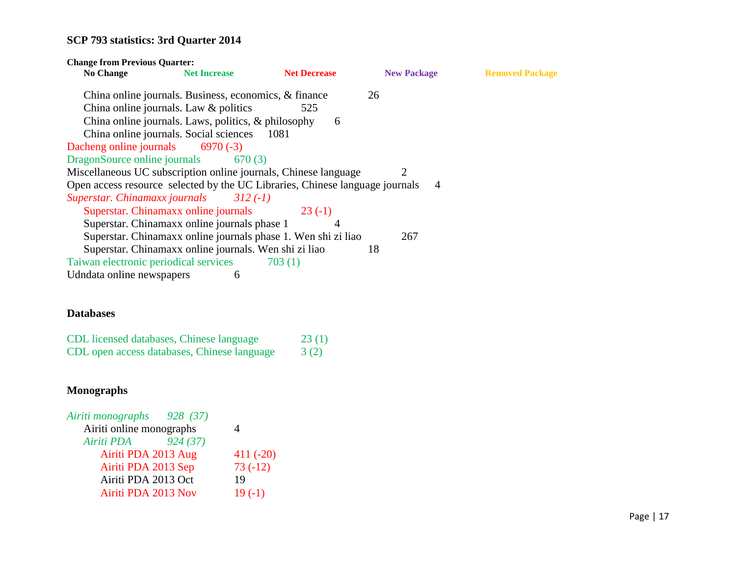**SCP 793 statistics: 3rd Quarter 2014**

**Change from Previous Quarter:**

**No Change** **Net Increase** **Net Decrease** **New Package** **Removed Package**

- China online journals. Business, economics, & finance 26
- China online journals. Law & politics 525
- China online journals. Laws, politics, & philosophy 6
- China online journals. Social sciences 1081

Dacheng online journals 6970 (-3)

DragonSource online journals 670 (3)

Miscellaneous UC subscription online journals, Chinese language 2

Open access resource selected by the UC Libraries, Chinese language journals 4

*Superstar. Chinamaxx journals 312 (-1)*

- Superstar. Chinamaxx online journals 23 (-1)
- Superstar. Chinamaxx online journals phase 1 4
- Superstar. Chinamaxx online journals phase 1. Wen shi zi liao 267
- Superstar. Chinamaxx online journals. Wen shi zi liao 18

Taiwan electronic periodical services 703 (1)

Udndata online newspapers 6

**Databases**

CDL licensed databases, Chinese language 23 (1)

CDL open access databases, Chinese language 3 (2)

**Monographs**

*Airiti monographs 928 (37)*

- Airiti online monographs 4
- *Airiti PDA 924 (37)*
  - Airiti PDA 2013 Aug 411 (-20)
  - Airiti PDA 2013 Sep 73 (-12)
  - Airiti PDA 2013 Oct 19
  - Airiti PDA 2013 Nov 19 (-1)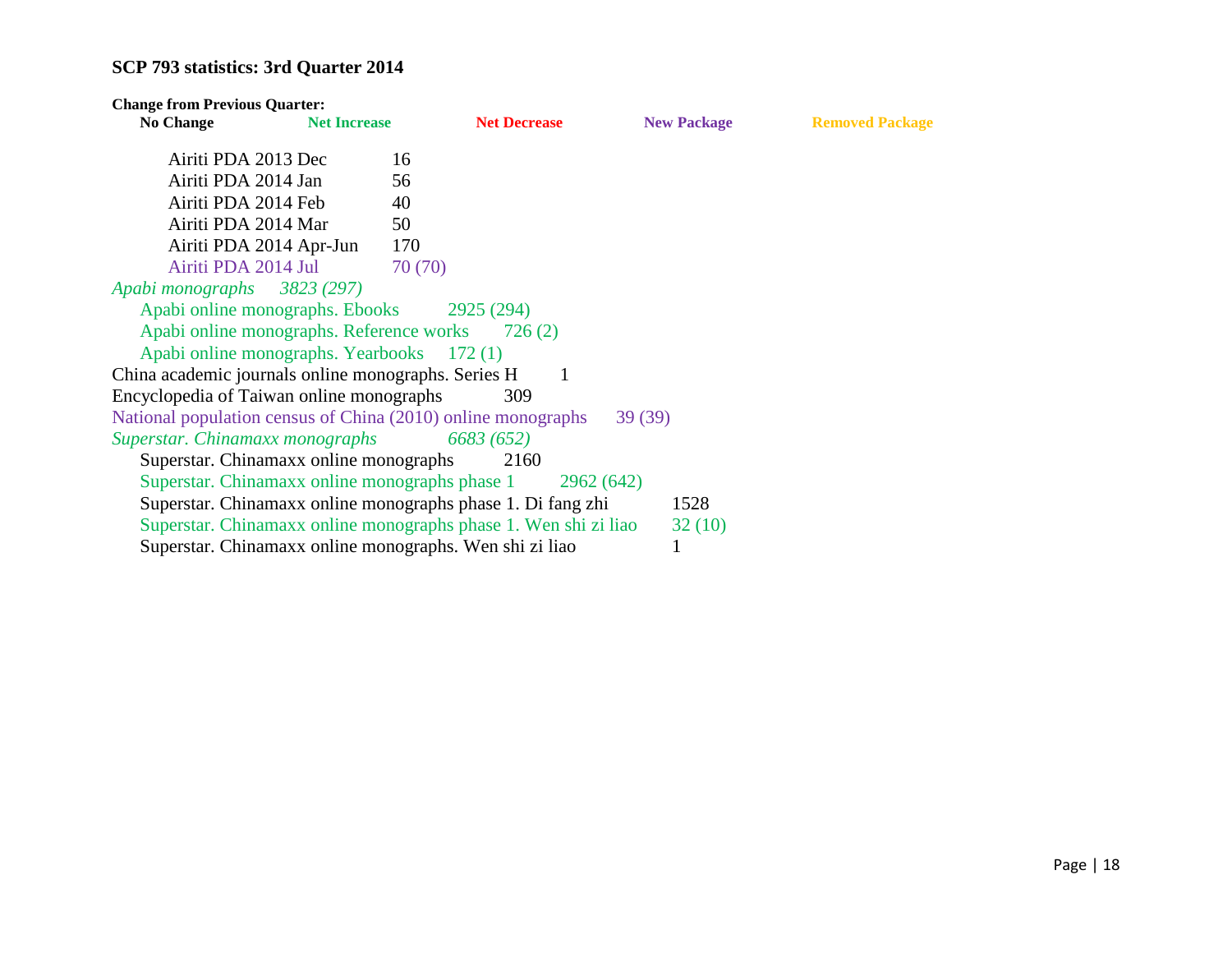**SCP 793 statistics: 3rd Quarter 2014**

**Change from Previous Quarter:**

**No Change** **Net Increase** **Net Decrease** **New Package** **Removed Package**

Airiti PDA 2013 Dec 16
Airiti PDA 2014 Jan 56
Airiti PDA 2014 Feb 40
Airiti PDA 2014 Mar 50
Airiti PDA 2014 Apr-Jun 170
Airiti PDA 2014 Jul 70 (70)

*Apabi monographs 3823 (297)*

Apabi online monographs. Ebooks 2925 (294)
Apabi online monographs. Reference works 726 (2)
Apabi online monographs. Yearbooks 172 (1)

China academic journals online monographs. Series H 1
Encyclopedia of Taiwan online monographs 309
National population census of China (2010) online monographs 39 (39)

*Superstar. Chinamaxx monographs 6683 (652)*

Superstar. Chinamaxx online monographs 2160
Superstar. Chinamaxx online monographs phase 1 2962 (642)
Superstar. Chinamaxx online monographs phase 1. Di fang zhi 1528
Superstar. Chinamaxx online monographs phase 1. Wen shi zi liao 32 (10)
Superstar. Chinamaxx online monographs. Wen shi zi liao 1